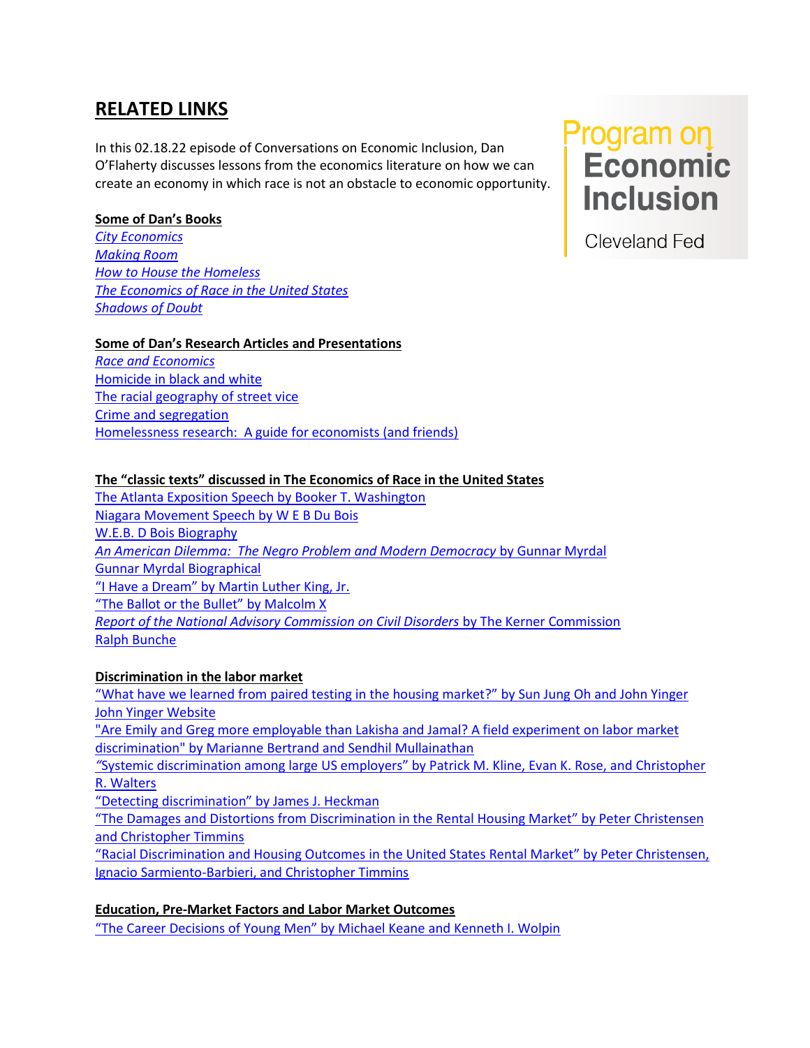# RELATED LINKS

Program on Economic Inclusion

Cleveland Fed

In this 02.18.22 episode of Conversations on Economic Inclusion, Dan O'Flaherty discusses lessons from the economics literature on how we can create an economy in which race is not an obstacle to economic opportunity.

**Some of Dan's Books**

*City Economics*
*Making Room*
*How to House the Homeless*
*The Economics of Race in the United States*
*Shadows of Doubt*

**Some of Dan's Research Articles and Presentations**

*Race and Economics*
Homicide in black and white
The racial geography of street vice
Crime and segregation
Homelessness research: A guide for economists (and friends)

**The "classic texts" discussed in The Economics of Race in the United States**

The Atlanta Exposition Speech by Booker T. Washington
Niagara Movement Speech by W E B Du Bois
W.E.B. D Bois Biography
*An American Dilemma: The Negro Problem and Modern Democracy* by Gunnar Myrdal
Gunnar Myrdal Biographical
"I Have a Dream" by Martin Luther King, Jr.
"The Ballot or the Bullet" by Malcolm X
*Report of the National Advisory Commission on Civil Disorders* by The Kerner Commission
Ralph Bunche

**Discrimination in the labor market**

"What have we learned from paired testing in the housing market?" by Sun Jung Oh and John Yinger
John Yinger Website
"Are Emily and Greg more employable than Lakisha and Jamal? A field experiment on labor market discrimination" by Marianne Bertrand and Sendhil Mullainathan
"Systemic discrimination among large US employers" by Patrick M. Kline, Evan K. Rose, and Christopher R. Walters
"Detecting discrimination" by James J. Heckman
"The Damages and Distortions from Discrimination in the Rental Housing Market" by Peter Christensen and Christopher Timmins
"Racial Discrimination and Housing Outcomes in the United States Rental Market" by Peter Christensen, Ignacio Sarmiento-Barbieri, and Christopher Timmins

**Education, Pre-Market Factors and Labor Market Outcomes**

"The Career Decisions of Young Men" by Michael Keane and Kenneth I. Wolpin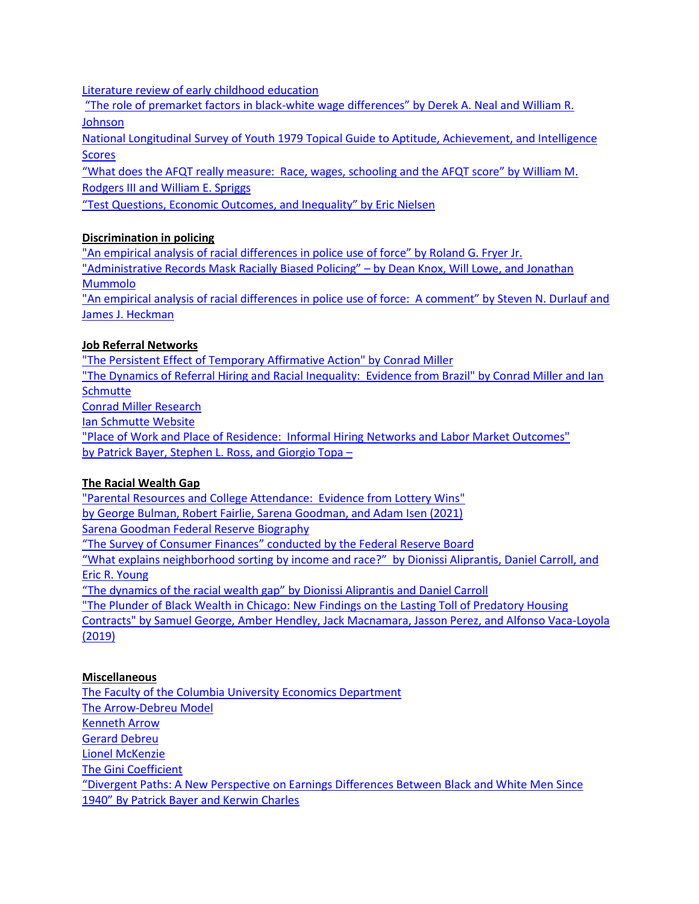Literature review of early childhood education

"The role of premarket factors in black-white wage differences" by Derek A. Neal and William R. Johnson

National Longitudinal Survey of Youth 1979 Topical Guide to Aptitude, Achievement, and Intelligence Scores

"What does the AFQT really measure: Race, wages, schooling and the AFQT score" by William M. Rodgers III and William E. Spriggs

"Test Questions, Economic Outcomes, and Inequality" by Eric Nielsen

**Discrimination in policing**

"An empirical analysis of racial differences in police use of force" by Roland G. Fryer Jr.

"Administrative Records Mask Racially Biased Policing" – by Dean Knox, Will Lowe, and Jonathan Mummolo

"An empirical analysis of racial differences in police use of force: A comment" by Steven N. Durlauf and James J. Heckman

**Job Referral Networks**

"The Persistent Effect of Temporary Affirmative Action" by Conrad Miller

"The Dynamics of Referral Hiring and Racial Inequality: Evidence from Brazil" by Conrad Miller and Ian Schmutte

Conrad Miller Research

Ian Schmutte Website

"Place of Work and Place of Residence: Informal Hiring Networks and Labor Market Outcomes" by Patrick Bayer, Stephen L. Ross, and Giorgio Topa –

**The Racial Wealth Gap**

"Parental Resources and College Attendance: Evidence from Lottery Wins" by George Bulman, Robert Fairlie, Sarena Goodman, and Adam Isen (2021)

Sarena Goodman Federal Reserve Biography

"The Survey of Consumer Finances" conducted by the Federal Reserve Board

"What explains neighborhood sorting by income and race?" by Dionissi Aliprantis, Daniel Carroll, and Eric R. Young

"The dynamics of the racial wealth gap" by Dionissi Aliprantis and Daniel Carroll

"The Plunder of Black Wealth in Chicago: New Findings on the Lasting Toll of Predatory Housing Contracts" by Samuel George, Amber Hendley, Jack Macnamara, Jasson Perez, and Alfonso Vaca-Loyola (2019)

**Miscellaneous**

The Faculty of the Columbia University Economics Department

The Arrow-Debreu Model

Kenneth Arrow

Gerard Debreu

Lionel McKenzie

The Gini Coefficient

"Divergent Paths: A New Perspective on Earnings Differences Between Black and White Men Since 1940" By Patrick Bayer and Kerwin Charles